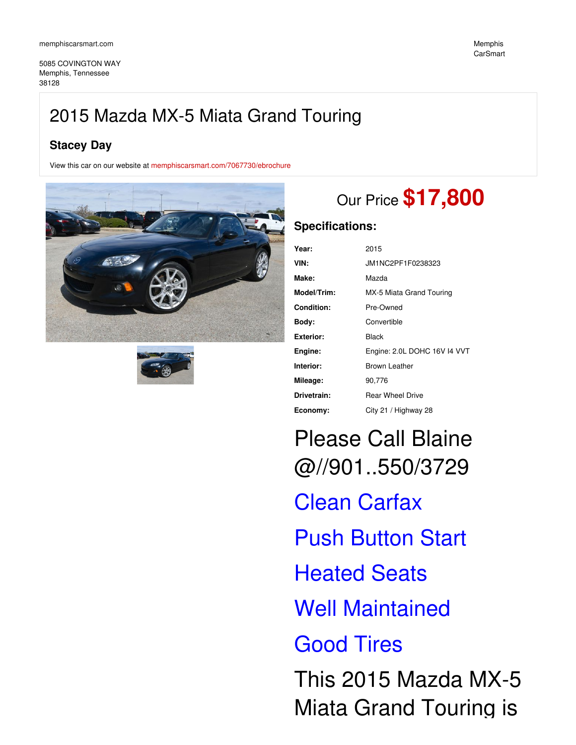memphiscarsmart.com

5085 COVINGTON WAY
Memphis, Tennessee
38128

Memphis CarSmart

# 2015 Mazda MX-5 Miata Grand Touring

**Stacey Day**

View this car on our website at memphiscarsmart.com/7067730/ebrochure

## Our Price **$17,800**

### Specifications:

| | |
|---|---|
| **Year:** | 2015 |
| **VIN:** | JM1NC2PF1F0238323 |
| **Make:** | Mazda |
| **Model/Trim:** | MX-5 Miata Grand Touring |
| **Condition:** | Pre-Owned |
| **Body:** | Convertible |
| **Exterior:** | Black |
| **Engine:** | Engine: 2.0L DOHC 16V I4 VVT |
| **Interior:** | Brown Leather |
| **Mileage:** | 90,776 |
| **Drivetrain:** | Rear Wheel Drive |
| **Economy:** | City 21 / Highway 28 |

Please Call Blaine @//901..550/3729

Clean Carfax

Push Button Start

Heated Seats

Well Maintained

Good Tires

This 2015 Mazda MX-5 Miata Grand Touring is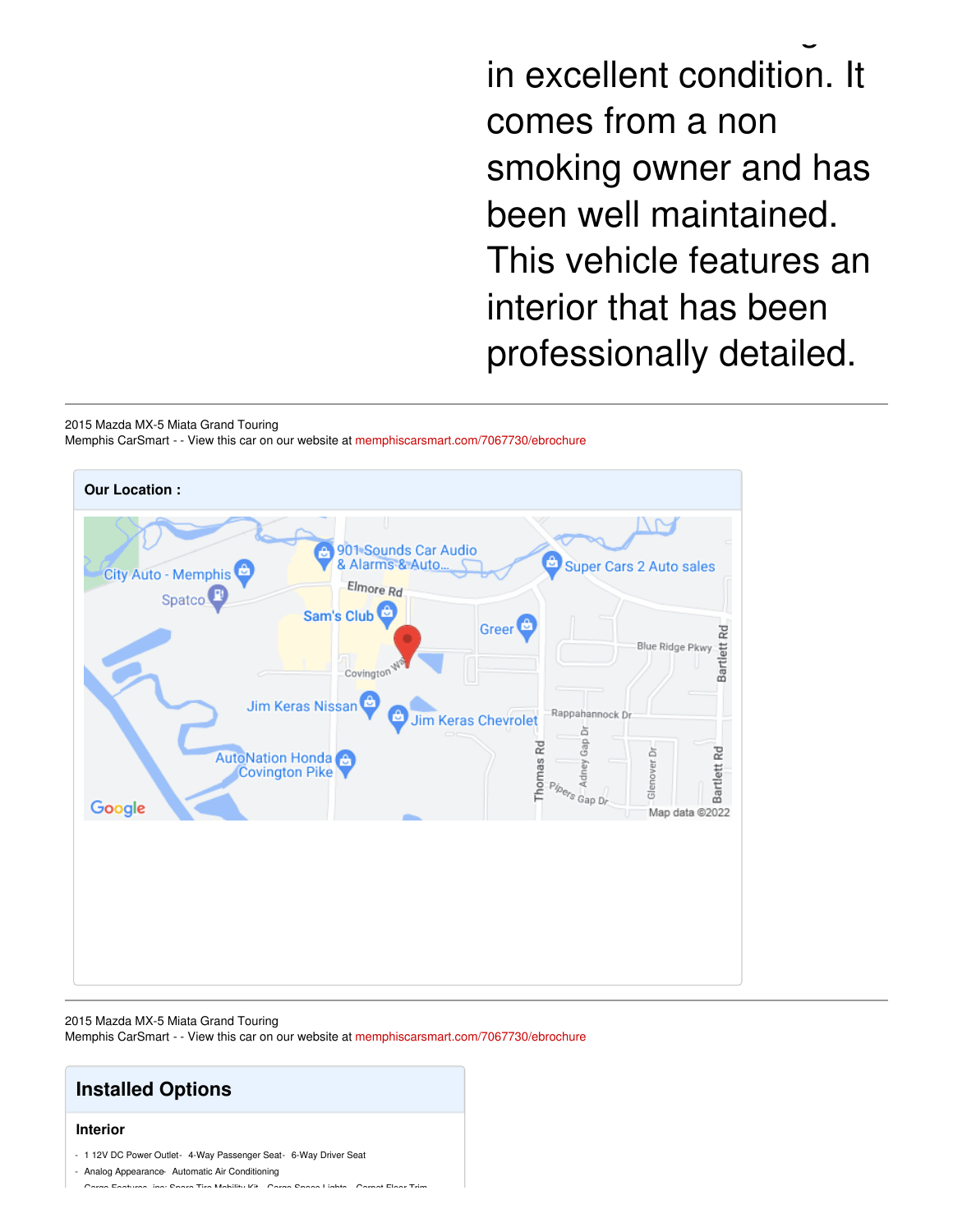in excellent condition. It comes from a non smoking owner and has been well maintained. This vehicle features an interior that has been professionally detailed.

2015 Mazda MX-5 Miata Grand Touring
Memphis CarSmart - - View this car on our website at memphiscarsmart.com/7067730/ebrochure

**Our Location :**

2015 Mazda MX-5 Miata Grand Touring
Memphis CarSmart - - View this car on our website at memphiscarsmart.com/7067730/ebrochure

## Installed Options

### Interior

- 1 12V DC Power Outlet- 4-Way Passenger Seat- 6-Way Driver Seat
- Analog Appearance- Automatic Air Conditioning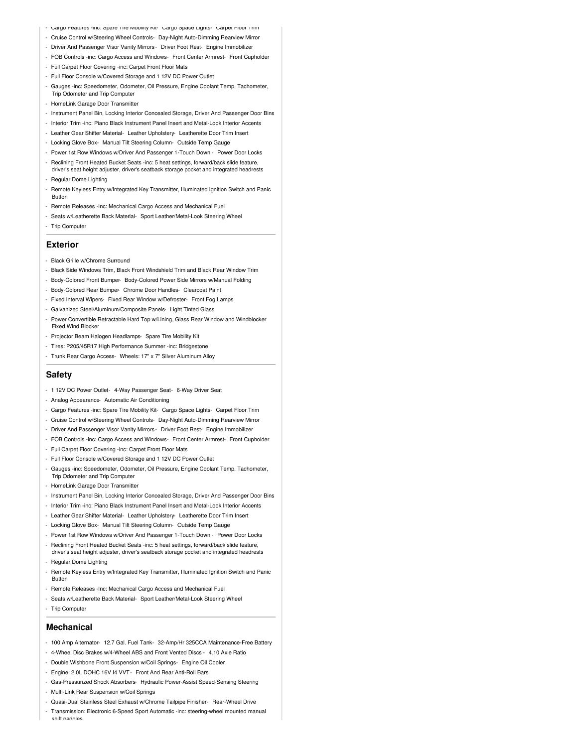- Cargo Features -inc: Spare Tire Mobility Kit- Cargo Space Lights- Carpet Floor Trim
- Cruise Control w/Steering Wheel Controls- Day-Night Auto-Dimming Rearview Mirror
- Driver And Passenger Visor Vanity Mirrors - Driver Foot Rest- Engine Immobilizer
- FOB Controls -inc: Cargo Access and Windows- Front Center Armrest- Front Cupholder
- Full Carpet Floor Covering -inc: Carpet Front Floor Mats
- Full Floor Console w/Covered Storage and 1 12V DC Power Outlet
- Gauges -inc: Speedometer, Odometer, Oil Pressure, Engine Coolant Temp, Tachometer, Trip Odometer and Trip Computer
- HomeLink Garage Door Transmitter
- Instrument Panel Bin, Locking Interior Concealed Storage, Driver And Passenger Door Bins
- Interior Trim -inc: Piano Black Instrument Panel Insert and Metal-Look Interior Accents
- Leather Gear Shifter Material- Leather Upholstery- Leatherette Door Trim Insert
- Locking Glove Box- Manual Tilt Steering Column- Outside Temp Gauge
- Power 1st Row Windows w/Driver And Passenger 1-Touch Down - Power Door Locks
- Reclining Front Heated Bucket Seats -inc: 5 heat settings, forward/back slide feature, driver's seat height adjuster, driver's seatback storage pocket and integrated headrests
- Regular Dome Lighting
- Remote Keyless Entry w/Integrated Key Transmitter, Illuminated Ignition Switch and Panic Button
- Remote Releases -Inc: Mechanical Cargo Access and Mechanical Fuel
- Seats w/Leatherette Back Material- Sport Leather/Metal-Look Steering Wheel
- Trip Computer

## Exterior

- Black Grille w/Chrome Surround
- Black Side Windows Trim, Black Front Windshield Trim and Black Rear Window Trim
- Body-Colored Front Bumper- Body-Colored Power Side Mirrors w/Manual Folding
- Body-Colored Rear Bumper- Chrome Door Handles- Clearcoat Paint
- Fixed Interval Wipers- Fixed Rear Window w/Defroster- Front Fog Lamps
- Galvanized Steel/Aluminum/Composite Panels- Light Tinted Glass
- Power Convertible Retractable Hard Top w/Lining, Glass Rear Window and Windblocker Fixed Wind Blocker
- Projector Beam Halogen Headlamps- Spare Tire Mobility Kit
- Tires: P205/45R17 High Performance Summer -inc: Bridgestone
- Trunk Rear Cargo Access- Wheels: 17" x 7" Silver Aluminum Alloy

## Safety

- 1 12V DC Power Outlet- 4-Way Passenger Seat- 6-Way Driver Seat
- Analog Appearance- Automatic Air Conditioning
- Cargo Features -inc: Spare Tire Mobility Kit- Cargo Space Lights- Carpet Floor Trim
- Cruise Control w/Steering Wheel Controls- Day-Night Auto-Dimming Rearview Mirror
- Driver And Passenger Visor Vanity Mirrors - Driver Foot Rest- Engine Immobilizer
- FOB Controls -inc: Cargo Access and Windows- Front Center Armrest- Front Cupholder
- Full Carpet Floor Covering -inc: Carpet Front Floor Mats
- Full Floor Console w/Covered Storage and 1 12V DC Power Outlet
- Gauges -inc: Speedometer, Odometer, Oil Pressure, Engine Coolant Temp, Tachometer, Trip Odometer and Trip Computer
- HomeLink Garage Door Transmitter
- Instrument Panel Bin, Locking Interior Concealed Storage, Driver And Passenger Door Bins
- Interior Trim -inc: Piano Black Instrument Panel Insert and Metal-Look Interior Accents
- Leather Gear Shifter Material- Leather Upholstery- Leatherette Door Trim Insert
- Locking Glove Box- Manual Tilt Steering Column- Outside Temp Gauge
- Power 1st Row Windows w/Driver And Passenger 1-Touch Down - Power Door Locks
- Reclining Front Heated Bucket Seats -inc: 5 heat settings, forward/back slide feature, driver's seat height adjuster, driver's seatback storage pocket and integrated headrests
- Regular Dome Lighting
- Remote Keyless Entry w/Integrated Key Transmitter, Illuminated Ignition Switch and Panic Button
- Remote Releases -Inc: Mechanical Cargo Access and Mechanical Fuel
- Seats w/Leatherette Back Material- Sport Leather/Metal-Look Steering Wheel
- Trip Computer

## Mechanical

- 100 Amp Alternator- 12.7 Gal. Fuel Tank- 32-Amp/Hr 325CCA Maintenance-Free Battery
- 4-Wheel Disc Brakes w/4-Wheel ABS and Front Vented Discs - 4.10 Axle Ratio
- Double Wishbone Front Suspension w/Coil Springs- Engine Oil Cooler
- Engine: 2.0L DOHC 16V I4 VVT - Front And Rear Anti-Roll Bars
- Gas-Pressurized Shock Absorbers- Hydraulic Power-Assist Speed-Sensing Steering
- Multi-Link Rear Suspension w/Coil Springs
- Quasi-Dual Stainless Steel Exhaust w/Chrome Tailpipe Finisher- Rear-Wheel Drive
- Transmission: Electronic 6-Speed Sport Automatic -inc: steering-wheel mounted manual shift paddles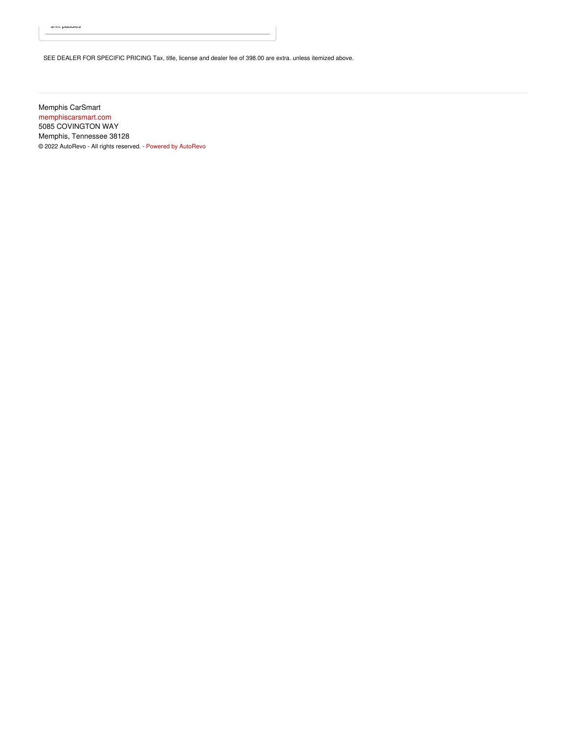shift paddles

SEE DEALER FOR SPECIFIC PRICING Tax, title, license and dealer fee of 398.00 are extra. unless itemized above.

---

Memphis CarSmart
memphiscarsmart.com
5085 COVINGTON WAY
Memphis, Tennessee 38128
© 2022 AutoRevo - All rights reserved. - Powered by AutoRevo